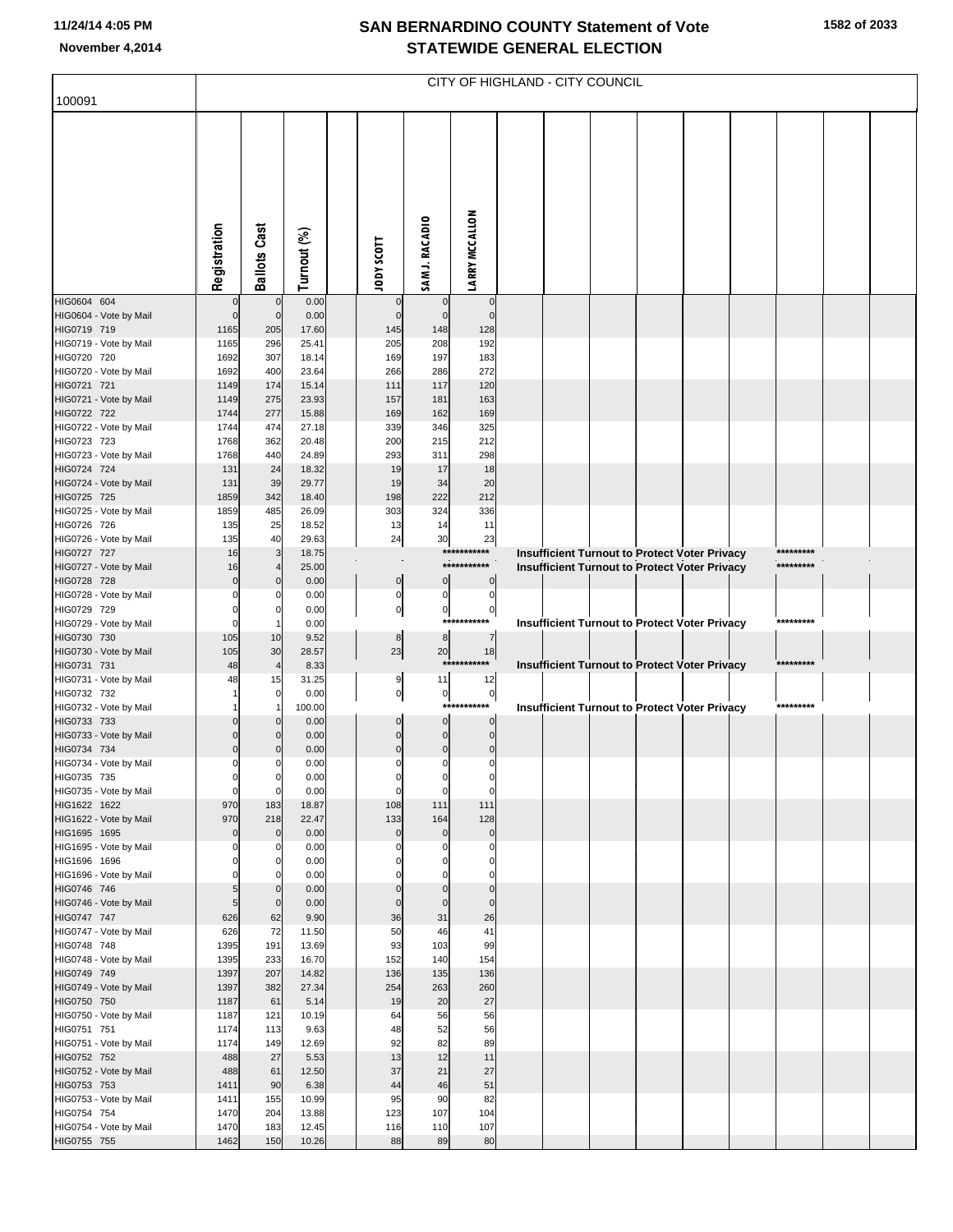# SAN BERNARDINO COUNTY Statement of Vote
## STATEWIDE GENERAL ELECTION

11/24/14 4:05 PM
November 4,2014

### CITY OF HIGHLAND - CITY COUNCIL

100091

| | Registration | Ballots Cast | Turnout (%) | JODY SCOTT | SAM J. RACADIO | LARRY MCCALLON |
|---|---|---|---|---|---|---|
| HIG0604 604 | 0 | 0 | 0.00 | 0 | 0 | 0 |
| HIG0604 - Vote by Mail | 0 | 0 | 0.00 | 0 | 0 | 0 |
| HIG0719 719 | 1165 | 205 | 17.60 | 145 | 148 | 128 |
| HIG0719 - Vote by Mail | 1165 | 296 | 25.41 | 205 | 208 | 192 |
| HIG0720 720 | 1692 | 307 | 18.14 | 169 | 197 | 183 |
| HIG0720 - Vote by Mail | 1692 | 400 | 23.64 | 266 | 286 | 272 |
| HIG0721 721 | 1149 | 174 | 15.14 | 111 | 117 | 120 |
| HIG0721 - Vote by Mail | 1149 | 275 | 23.93 | 157 | 181 | 163 |
| HIG0722 722 | 1744 | 277 | 15.88 | 169 | 162 | 169 |
| HIG0722 - Vote by Mail | 1744 | 474 | 27.18 | 339 | 346 | 325 |
| HIG0723 723 | 1768 | 362 | 20.48 | 200 | 215 | 212 |
| HIG0723 - Vote by Mail | 1768 | 440 | 24.89 | 293 | 311 | 298 |
| HIG0724 724 | 131 | 24 | 18.32 | 19 | 17 | 18 |
| HIG0724 - Vote by Mail | 131 | 39 | 29.77 | 19 | 34 | 20 |
| HIG0725 725 | 1859 | 342 | 18.40 | 198 | 222 | 212 |
| HIG0725 - Vote by Mail | 1859 | 485 | 26.09 | 303 | 324 | 336 |
| HIG0726 726 | 135 | 25 | 18.52 | 13 | 14 | 11 |
| HIG0726 - Vote by Mail | 135 | 40 | 29.63 | 24 | 30 | 23 |
| HIG0727 727 | 16 | 3 | 18.75 | *********** Insufficient Turnout to Protect Voter Privacy ********* | | |
| HIG0727 - Vote by Mail | 16 | 4 | 25.00 | *********** Insufficient Turnout to Protect Voter Privacy ********* | | |
| HIG0728 728 | 0 | 0 | 0.00 | 0 | 0 | 0 |
| HIG0728 - Vote by Mail | 0 | 0 | 0.00 | 0 | 0 | 0 |
| HIG0729 729 | 0 | 0 | 0.00 | 0 | 0 | 0 |
| HIG0729 - Vote by Mail | 0 | 1 | 0.00 | *********** Insufficient Turnout to Protect Voter Privacy ********* | | |
| HIG0730 730 | 105 | 10 | 9.52 | 8 | 8 | 7 |
| HIG0730 - Vote by Mail | 105 | 30 | 28.57 | 23 | 20 | 18 |
| HIG0731 731 | 48 | 4 | 8.33 | *********** Insufficient Turnout to Protect Voter Privacy ********* | | |
| HIG0731 - Vote by Mail | 48 | 15 | 31.25 | 9 | 11 | 12 |
| HIG0732 732 | 1 | 0 | 0.00 | 0 | 0 | 0 |
| HIG0732 - Vote by Mail | 1 | 1 | 100.00 | *********** Insufficient Turnout to Protect Voter Privacy ********* | | |
| HIG0733 733 | 0 | 0 | 0.00 | 0 | 0 | 0 |
| HIG0733 - Vote by Mail | 0 | 0 | 0.00 | 0 | 0 | 0 |
| HIG0734 734 | 0 | 0 | 0.00 | 0 | 0 | 0 |
| HIG0734 - Vote by Mail | 0 | 0 | 0.00 | 0 | 0 | 0 |
| HIG0735 735 | 0 | 0 | 0.00 | 0 | 0 | 0 |
| HIG0735 - Vote by Mail | 0 | 0 | 0.00 | 0 | 0 | 0 |
| HIG1622 1622 | 970 | 183 | 18.87 | 108 | 111 | 111 |
| HIG1622 - Vote by Mail | 970 | 218 | 22.47 | 133 | 164 | 128 |
| HIG1695 1695 | 0 | 0 | 0.00 | 0 | 0 | 0 |
| HIG1695 - Vote by Mail | 0 | 0 | 0.00 | 0 | 0 | 0 |
| HIG1696 1696 | 0 | 0 | 0.00 | 0 | 0 | 0 |
| HIG1696 - Vote by Mail | 0 | 0 | 0.00 | 0 | 0 | 0 |
| HIG0746 746 | 5 | 0 | 0.00 | 0 | 0 | 0 |
| HIG0746 - Vote by Mail | 5 | 0 | 0.00 | 0 | 0 | 0 |
| HIG0747 747 | 626 | 62 | 9.90 | 36 | 31 | 26 |
| HIG0747 - Vote by Mail | 626 | 72 | 11.50 | 50 | 46 | 41 |
| HIG0748 748 | 1395 | 191 | 13.69 | 93 | 103 | 99 |
| HIG0748 - Vote by Mail | 1395 | 233 | 16.70 | 152 | 140 | 154 |
| HIG0749 749 | 1397 | 207 | 14.82 | 136 | 135 | 136 |
| HIG0749 - Vote by Mail | 1397 | 382 | 27.34 | 254 | 263 | 260 |
| HIG0750 750 | 1187 | 61 | 5.14 | 19 | 20 | 27 |
| HIG0750 - Vote by Mail | 1187 | 121 | 10.19 | 64 | 56 | 56 |
| HIG0751 751 | 1174 | 113 | 9.63 | 48 | 52 | 56 |
| HIG0751 - Vote by Mail | 1174 | 149 | 12.69 | 92 | 82 | 89 |
| HIG0752 752 | 488 | 27 | 5.53 | 13 | 12 | 11 |
| HIG0752 - Vote by Mail | 488 | 61 | 12.50 | 37 | 21 | 27 |
| HIG0753 753 | 1411 | 90 | 6.38 | 44 | 46 | 51 |
| HIG0753 - Vote by Mail | 1411 | 155 | 10.99 | 95 | 90 | 82 |
| HIG0754 754 | 1470 | 204 | 13.88 | 123 | 107 | 104 |
| HIG0754 - Vote by Mail | 1470 | 183 | 12.45 | 116 | 110 | 107 |
| HIG0755 755 | 1462 | 150 | 10.26 | 88 | 89 | 80 |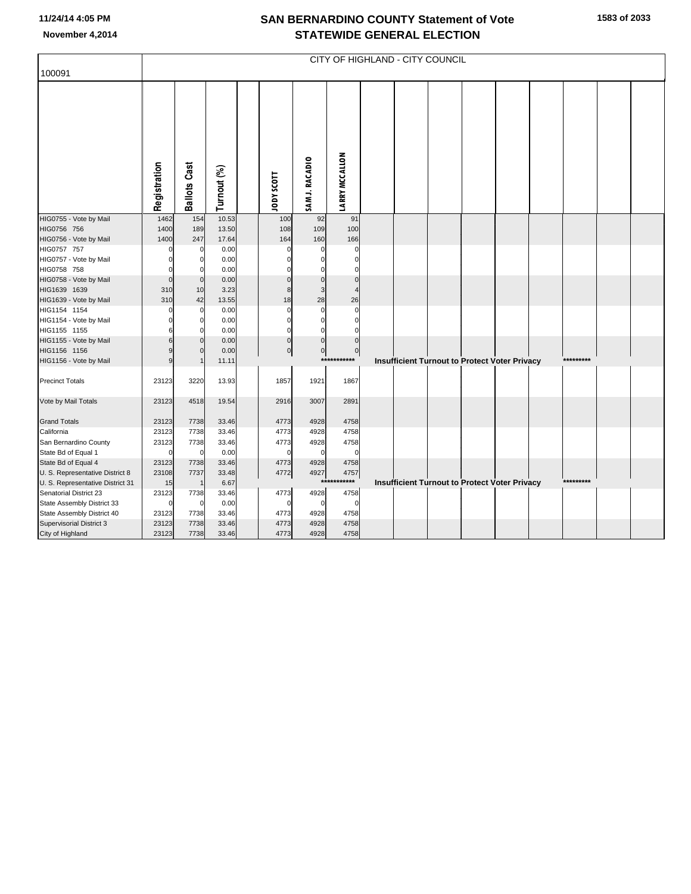# SAN BERNARDINO COUNTY Statement of Vote
## STATEWIDE GENERAL ELECTION

November 4,2014

100091

CITY OF HIGHLAND - CITY COUNCIL

| | Registration | Ballots Cast | Turnout (%) | | JODY SCOTT | SAM J. RACADIO | LARRY MCCALLON | | | | | | | | | |
|---|---|---|---|---|---|---|---|---|---|---|---|---|---|---|---|---|
| HIG0755 - Vote by Mail | 1462 | 154 | 10.53 | | 100 | 92 | 91 | | | | | | | | | |
| HIG0756 756 | 1400 | 189 | 13.50 | | 108 | 109 | 100 | | | | | | | | | |
| HIG0756 - Vote by Mail | 1400 | 247 | 17.64 | | 164 | 160 | 166 | | | | | | | | | |
| HIG0757 757 | 0 | 0 | 0.00 | | 0 | 0 | 0 | | | | | | | | | |
| HIG0757 - Vote by Mail | 0 | 0 | 0.00 | | 0 | 0 | 0 | | | | | | | | | |
| HIG0758 758 | 0 | 0 | 0.00 | | 0 | 0 | 0 | | | | | | | | | |
| HIG0758 - Vote by Mail | 0 | 0 | 0.00 | | 0 | 0 | 0 | | | | | | | | | |
| HIG1639 1639 | 310 | 10 | 3.23 | | 8 | 3 | 4 | | | | | | | | | |
| HIG1639 - Vote by Mail | 310 | 42 | 13.55 | | 18 | 28 | 26 | | | | | | | | | |
| HIG1154 1154 | 0 | 0 | 0.00 | | 0 | 0 | 0 | | | | | | | | | |
| HIG1154 - Vote by Mail | 0 | 0 | 0.00 | | 0 | 0 | 0 | | | | | | | | | |
| HIG1155 1155 | 6 | 0 | 0.00 | | 0 | 0 | 0 | | | | | | | | | |
| HIG1155 - Vote by Mail | 6 | 0 | 0.00 | | 0 | 0 | 0 | | | | | | | | | |
| HIG1156 1156 | 9 | 0 | 0.00 | | 0 | 0 | 0 | | | | | | | | | |
| HIG1156 - Vote by Mail | 9 | 1 | 11.11 | | | | *********** | Insufficient Turnout to Protect Voter Privacy | | | | | | ********* | | |
| Precinct Totals | 23123 | 3220 | 13.93 | | 1857 | 1921 | 1867 | | | | | | | | | |
| Vote by Mail Totals | 23123 | 4518 | 19.54 | | 2916 | 3007 | 2891 | | | | | | | | | |
| Grand Totals | 23123 | 7738 | 33.46 | | 4773 | 4928 | 4758 | | | | | | | | | |
| California | 23123 | 7738 | 33.46 | | 4773 | 4928 | 4758 | | | | | | | | | |
| San Bernardino County | 23123 | 7738 | 33.46 | | 4773 | 4928 | 4758 | | | | | | | | | |
| State Bd of Equal 1 | 0 | 0 | 0.00 | | 0 | 0 | 0 | | | | | | | | | |
| State Bd of Equal 4 | 23123 | 7738 | 33.46 | | 4773 | 4928 | 4758 | | | | | | | | | |
| U. S. Representative District 8 | 23108 | 7737 | 33.48 | | 4772 | 4927 | 4757 | | | | | | | | | |
| U. S. Representative District 31 | 15 | 1 | 6.67 | | | | *********** | Insufficient Turnout to Protect Voter Privacy | | | | | | ********* | | |
| Senatorial District 23 | 23123 | 7738 | 33.46 | | 4773 | 4928 | 4758 | | | | | | | | | |
| State Assembly District 33 | 0 | 0 | 0.00 | | 0 | 0 | 0 | | | | | | | | | |
| State Assembly District 40 | 23123 | 7738 | 33.46 | | 4773 | 4928 | 4758 | | | | | | | | | |
| Supervisorial District 3 | 23123 | 7738 | 33.46 | | 4773 | 4928 | 4758 | | | | | | | | | |
| City of Highland | 23123 | 7738 | 33.46 | | 4773 | 4928 | 4758 | | | | | | | | | |